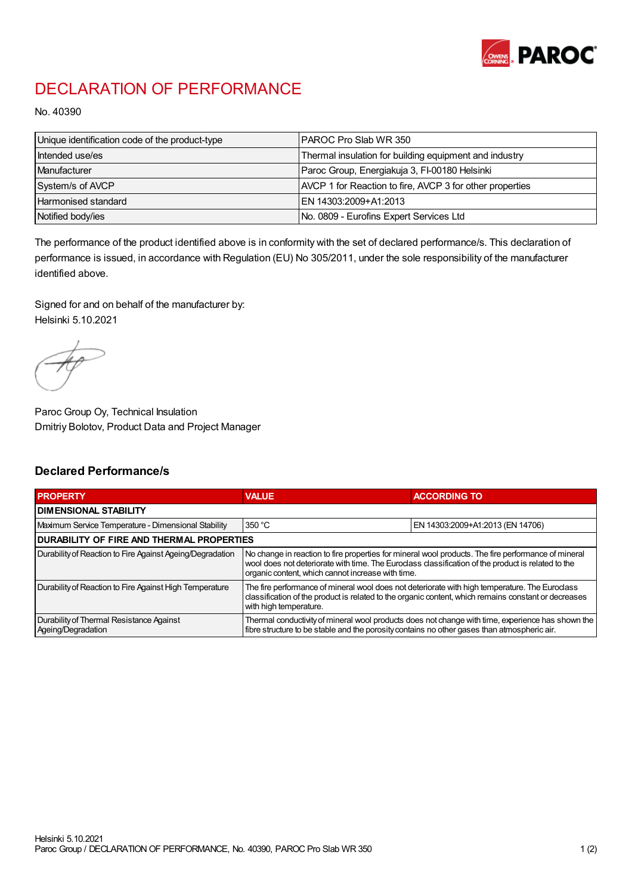# DECLARATION OF PERFORMANCE

No. 40390

| | |
|---|---|
| Unique identification code of the product-type | PAROC Pro Slab WR 350 |
| Intended use/es | Thermal insulation for building equipment and industry |
| Manufacturer | Paroc Group, Energiakuja 3, FI-00180 Helsinki |
| System/s of AVCP | AVCP 1 for Reaction to fire, AVCP 3 for other properties |
| Harmonised standard | EN 14303:2009+A1:2013 |
| Notified body/ies | No. 0809 - Eurofins Expert Services Ltd |

The performance of the product identified above is in conformity with the set of declared performance/s. This declaration of performance is issued, in accordance with Regulation (EU) No 305/2011, under the sole responsibility of the manufacturer identified above.

Signed for and on behalf of the manufacturer by:
Helsinki 5.10.2021

Paroc Group Oy, Technical Insulation
Dmitriy Bolotov, Product Data and Project Manager

## Declared Performance/s

| PROPERTY | VALUE | ACCORDING TO |
|---|---|---|
| **DIMENSIONAL STABILITY** | | |
| Maximum Service Temperature - Dimensional Stability | 350 °C | EN 14303:2009+A1:2013 (EN 14706) |
| **DURABILITY OF FIRE AND THERMAL PROPERTIES** | | |
| Durability of Reaction to Fire Against Ageing/Degradation | No change in reaction to fire properties for mineral wool products. The fire performance of mineral wool does not deteriorate with time. The Euroclass classification of the product is related to the organic content, which cannot increase with time. | |
| Durability of Reaction to Fire Against High Temperature | The fire performance of mineral wool does not deteriorate with high temperature. The Euroclass classification of the product is related to the organic content, which remains constant or decreases with high temperature. | |
| Durability of Thermal Resistance Against Ageing/Degradation | Thermal conductivity of mineral wool products does not change with time, experience has shown the fibre structure to be stable and the porosity contains no other gases than atmospheric air. | |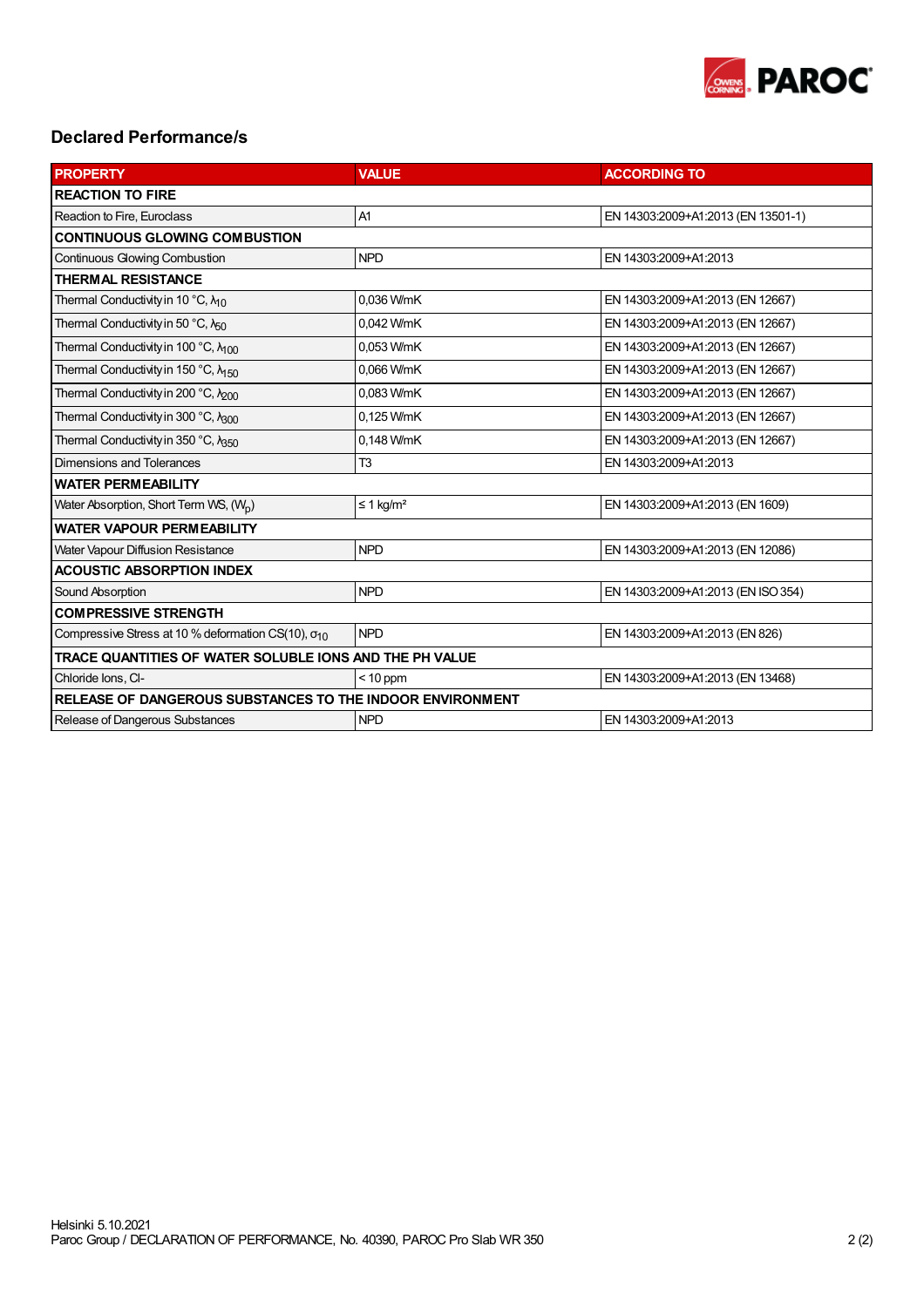## Declared Performance/s

| PROPERTY | VALUE | ACCORDING TO |
|---|---|---|
| **REACTION TO FIRE** | | |
| Reaction to Fire, Euroclass | A1 | EN 14303:2009+A1:2013 (EN 13501-1) |
| **CONTINUOUS GLOWING COMBUSTION** | | |
| Continuous Glowing Combustion | NPD | EN 14303:2009+A1:2013 |
| **THERMAL RESISTANCE** | | |
| Thermal Conductivity in 10 °C, $\lambda_{10}$ | 0,036 W/mK | EN 14303:2009+A1:2013 (EN 12667) |
| Thermal Conductivity in 50 °C, $\lambda_{50}$ | 0,042 W/mK | EN 14303:2009+A1:2013 (EN 12667) |
| Thermal Conductivity in 100 °C, $\lambda_{100}$ | 0,053 W/mK | EN 14303:2009+A1:2013 (EN 12667) |
| Thermal Conductivity in 150 °C, $\lambda_{150}$ | 0,066 W/mK | EN 14303:2009+A1:2013 (EN 12667) |
| Thermal Conductivity in 200 °C, $\lambda_{200}$ | 0,083 W/mK | EN 14303:2009+A1:2013 (EN 12667) |
| Thermal Conductivity in 300 °C, $\lambda_{300}$ | 0,125 W/mK | EN 14303:2009+A1:2013 (EN 12667) |
| Thermal Conductivity in 350 °C, $\lambda_{350}$ | 0,148 W/mK | EN 14303:2009+A1:2013 (EN 12667) |
| Dimensions and Tolerances | T3 | EN 14303:2009+A1:2013 |
| **WATER PERMEABILITY** | | |
| Water Absorption, Short Term WS, ($W_p$) | ≤ 1 kg/m² | EN 14303:2009+A1:2013 (EN 1609) |
| **WATER VAPOUR PERMEABILITY** | | |
| Water Vapour Diffusion Resistance | NPD | EN 14303:2009+A1:2013 (EN 12086) |
| **ACOUSTIC ABSORPTION INDEX** | | |
| Sound Absorption | NPD | EN 14303:2009+A1:2013 (EN ISO 354) |
| **COMPRESSIVE STRENGTH** | | |
| Compressive Stress at 10 % deformation CS(10), $\sigma_{10}$ | NPD | EN 14303:2009+A1:2013 (EN 826) |
| **TRACE QUANTITIES OF WATER SOLUBLE IONS AND THE PH VALUE** | | |
| Chloride Ions, Cl- | < 10 ppm | EN 14303:2009+A1:2013 (EN 13468) |
| **RELEASE OF DANGEROUS SUBSTANCES TO THE INDOOR ENVIRONMENT** | | |
| Release of Dangerous Substances | NPD | EN 14303:2009+A1:2013 |

Helsinki 5.10.2021
Paroc Group / DECLARATION OF PERFORMANCE, No. 40390, PAROC Pro Slab WR 350